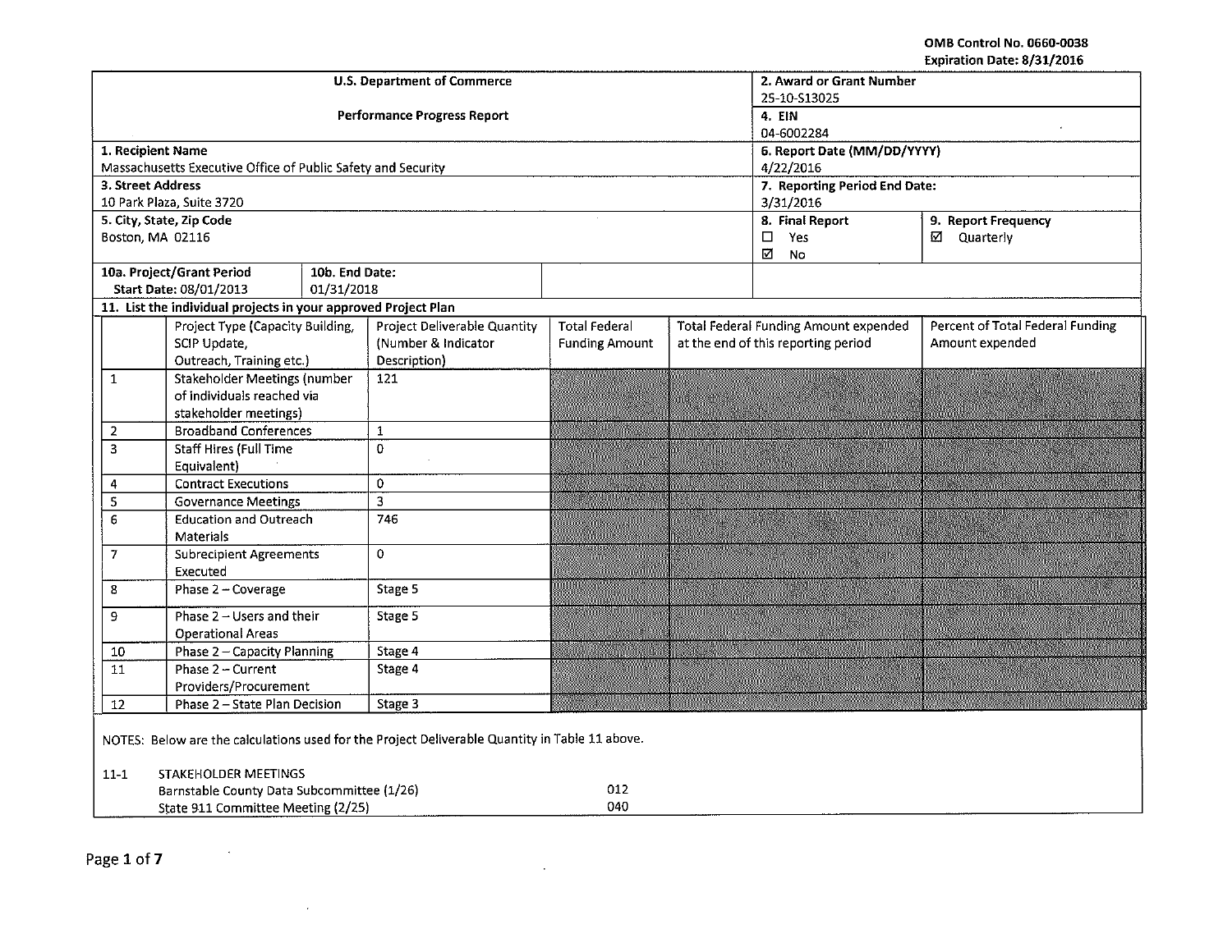OMB Control No. 0660-0038
Expiration Date: 8/31/2016

| U.S. Department of Commerce<br>Performance Progress Report | | 2. Award or Grant Number<br>25-10-S13025 | |
|---|---|---|---|
| | | 4. EIN<br>04-6002284 | |
| 1. Recipient Name<br>Massachusetts Executive Office of Public Safety and Security | | 6. Report Date (MM/DD/YYYY)<br>4/22/2016 | |
| 3. Street Address<br>10 Park Plaza, Suite 3720 | | 7. Reporting Period End Date:<br>3/31/2016 | |
| 5. City, State, Zip Code<br>Boston, MA 02116 | | 8. Final Report<br>☐ Yes<br>☑ No | 9. Report Frequency<br>☑ Quarterly |
| 10a. Project/Grant Period<br>Start Date: 08/01/2013 | 10b. End Date:<br>01/31/2018 | | |

**11. List the individual projects in your approved Project Plan**

| | Project Type (Capacity Building, SCIP Update, Outreach, Training etc.) | Project Deliverable Quantity (Number & Indicator Description) | Total Federal Funding Amount | Total Federal Funding Amount expended at the end of this reporting period | Percent of Total Federal Funding Amount expended |
|---|---|---|---|---|---|
| 1 | Stakeholder Meetings (number of individuals reached via stakeholder meetings) | 121 | | | |
| 2 | Broadband Conferences | 1 | | | |
| 3 | Staff Hires (Full Time Equivalent) | 0 | | | |
| 4 | Contract Executions | 0 | | | |
| 5 | Governance Meetings | 3 | | | |
| 6 | Education and Outreach Materials | 746 | | | |
| 7 | Subrecipient Agreements Executed | 0 | | | |
| 8 | Phase 2 – Coverage | Stage 5 | | | |
| 9 | Phase 2 – Users and their Operational Areas | Stage 5 | | | |
| 10 | Phase 2 – Capacity Planning | Stage 4 | | | |
| 11 | Phase 2 – Current Providers/Procurement | Stage 4 | | | |
| 12 | Phase 2 – State Plan Decision | Stage 3 | | | |

NOTES: Below are the calculations used for the Project Deliverable Quantity in Table 11 above.

11-1 STAKEHOLDER MEETINGS

| | |
|---|---|
| Barnstable County Data Subcommittee (1/26) | 012 |
| State 911 Committee Meeting (2/25) | 040 |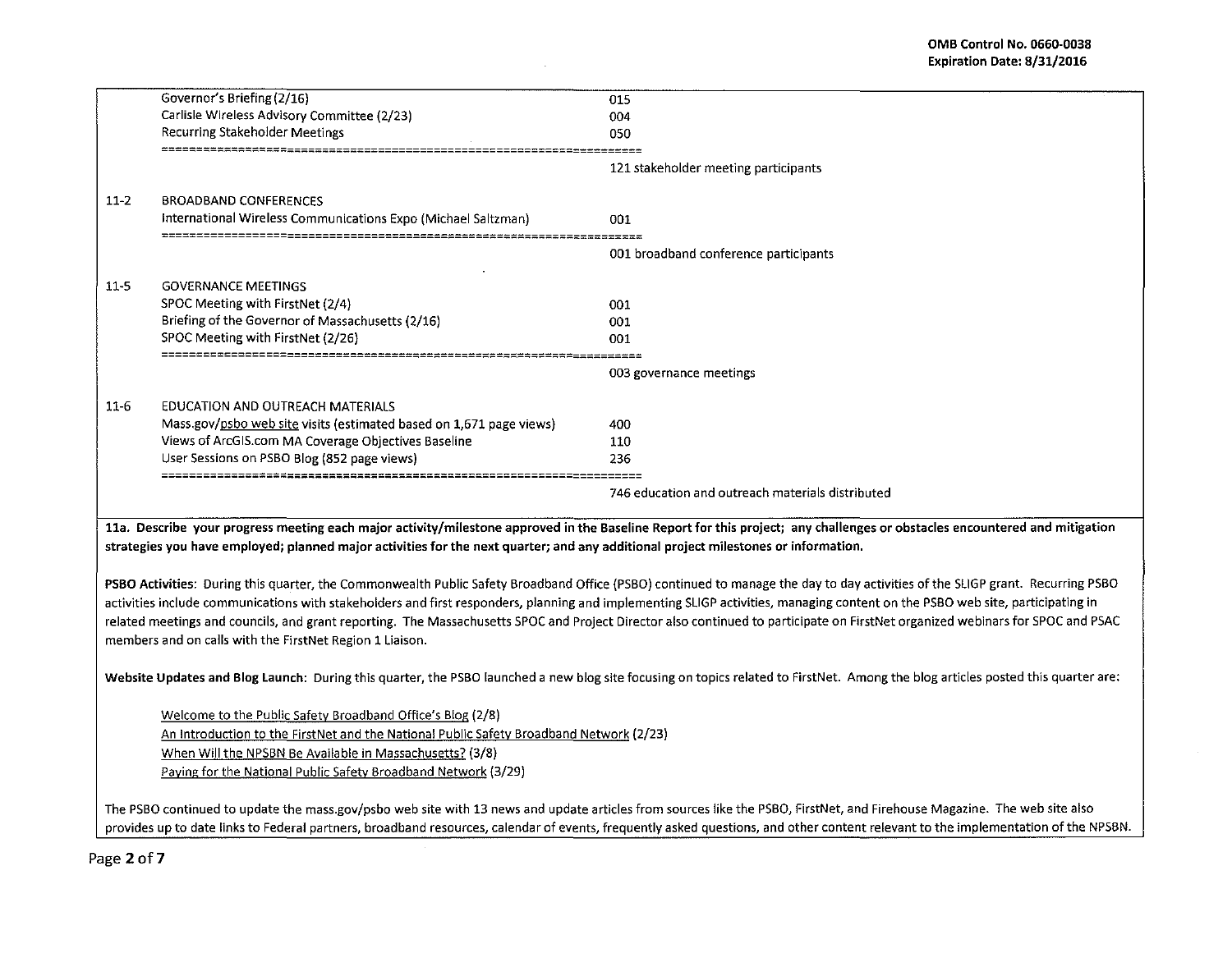| | | |
|---|---|---|
| | Governor's Briefing (2/16) | 015 |
| | Carlisle Wireless Advisory Committee (2/23) | 004 |
| | Recurring Stakeholder Meetings | 050 |
| | ==================================================================== | |
| | | 121 stakeholder meeting participants |
| 11-2 | BROADBAND CONFERENCES | |
| | International Wireless Communications Expo (Michael Saltzman) | 001 |
| | ==================================================================== | |
| | | 001 broadband conference participants |
| 11-5 | GOVERNANCE MEETINGS | |
| | SPOC Meeting with FirstNet (2/4) | 001 |
| | Briefing of the Governor of Massachusetts (2/16) | 001 |
| | SPOC Meeting with FirstNet (2/26) | 001 |
| | ==================================================================== | |
| | | 003 governance meetings |
| 11-6 | EDUCATION AND OUTREACH MATERIALS | |
| | Mass.gov/psbo web site visits (estimated based on 1,671 page views) | 400 |
| | Views of ArcGIS.com MA Coverage Objectives Baseline | 110 |
| | User Sessions on PSBO Blog (852 page views) | 236 |
| | ==================================================================== | |
| | | 746 education and outreach materials distributed |

**11a. Describe your progress meeting each major activity/milestone approved in the Baseline Report for this project; any challenges or obstacles encountered and mitigation strategies you have employed; planned major activities for the next quarter; and any additional project milestones or information.**

**PSBO Activities**: During this quarter, the Commonwealth Public Safety Broadband Office (PSBO) continued to manage the day to day activities of the SLIGP grant. Recurring PSBO activities include communications with stakeholders and first responders, planning and implementing SLIGP activities, managing content on the PSBO web site, participating in related meetings and councils, and grant reporting. The Massachusetts SPOC and Project Director also continued to participate on FirstNet organized webinars for SPOC and PSAC members and on calls with the FirstNet Region 1 Liaison.

**Website Updates and Blog Launch**: During this quarter, the PSBO launched a new blog site focusing on topics related to FirstNet. Among the blog articles posted this quarter are:

- Welcome to the Public Safety Broadband Office's Blog (2/8)
- An Introduction to the FirstNet and the National Public Safety Broadband Network (2/23)
- When Will the NPSBN Be Available in Massachusetts? (3/8)
- Paying for the National Public Safety Broadband Network (3/29)

The PSBO continued to update the mass.gov/psbo web site with 13 news and update articles from sources like the PSBO, FirstNet, and Firehouse Magazine. The web site also provides up to date links to Federal partners, broadband resources, calendar of events, frequently asked questions, and other content relevant to the implementation of the NPSBN.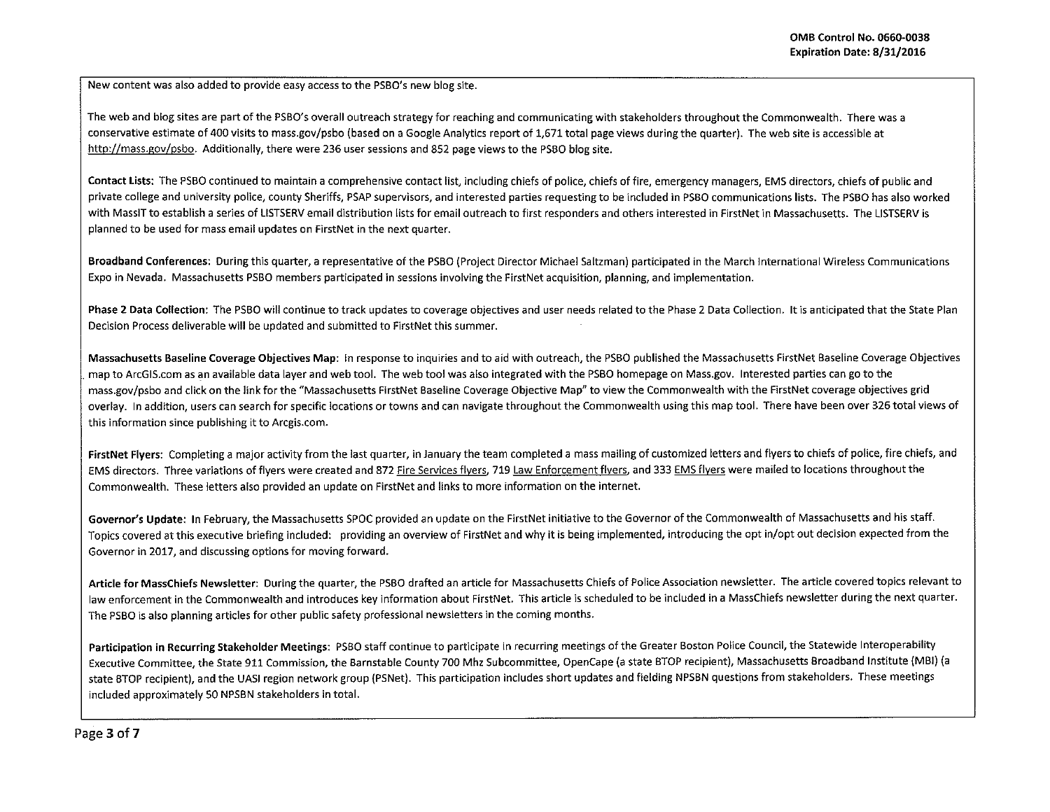New content was also added to provide easy access to the PSBO's new blog site.

The web and blog sites are part of the PSBO's overall outreach strategy for reaching and communicating with stakeholders throughout the Commonwealth. There was a conservative estimate of 400 visits to mass.gov/psbo (based on a Google Analytics report of 1,671 total page views during the quarter). The web site is accessible at http://mass.gov/psbo. Additionally, there were 236 user sessions and 852 page views to the PSBO blog site.

**Contact Lists:** The PSBO continued to maintain a comprehensive contact list, including chiefs of police, chiefs of fire, emergency managers, EMS directors, chiefs of public and private college and university police, county Sheriffs, PSAP supervisors, and interested parties requesting to be included in PSBO communications lists. The PSBO has also worked with MassIT to establish a series of LISTSERV email distribution lists for email outreach to first responders and others interested in FirstNet in Massachusetts. The LISTSERV is planned to be used for mass email updates on FirstNet in the next quarter.

**Broadband Conferences:** During this quarter, a representative of the PSBO (Project Director Michael Saltzman) participated in the March International Wireless Communications Expo in Nevada. Massachusetts PSBO members participated in sessions involving the FirstNet acquisition, planning, and implementation.

**Phase 2 Data Collection:** The PSBO will continue to track updates to coverage objectives and user needs related to the Phase 2 Data Collection. It is anticipated that the State Plan Decision Process deliverable will be updated and submitted to FirstNet this summer.

**Massachusetts Baseline Coverage Objectives Map:** In response to inquiries and to aid with outreach, the PSBO published the Massachusetts FirstNet Baseline Coverage Objectives map to ArcGIS.com as an available data layer and web tool. The web tool was also integrated with the PSBO homepage on Mass.gov. Interested parties can go to the mass.gov/psbo and click on the link for the "Massachusetts FirstNet Baseline Coverage Objective Map" to view the Commonwealth with the FirstNet coverage objectives grid overlay. In addition, users can search for specific locations or towns and can navigate throughout the Commonwealth using this map tool. There have been over 326 total views of this information since publishing it to Arcgis.com.

**FirstNet Flyers:** Completing a major activity from the last quarter, in January the team completed a mass mailing of customized letters and flyers to chiefs of police, fire chiefs, and EMS directors. Three variations of flyers were created and 872 Fire Services flyers, 719 Law Enforcement flyers, and 333 EMS flyers were mailed to locations throughout the Commonwealth. These letters also provided an update on FirstNet and links to more information on the internet.

**Governor's Update:** In February, the Massachusetts SPOC provided an update on the FirstNet initiative to the Governor of the Commonwealth of Massachusetts and his staff. Topics covered at this executive briefing included: providing an overview of FirstNet and why it is being implemented, introducing the opt in/opt out decision expected from the Governor in 2017, and discussing options for moving forward.

**Article for MassChiefs Newsletter:** During the quarter, the PSBO drafted an article for Massachusetts Chiefs of Police Association newsletter. The article covered topics relevant to law enforcement in the Commonwealth and introduces key information about FirstNet. This article is scheduled to be included in a MassChiefs newsletter during the next quarter. The PSBO is also planning articles for other public safety professional newsletters in the coming months.

**Participation in Recurring Stakeholder Meetings:** PSBO staff continue to participate in recurring meetings of the Greater Boston Police Council, the Statewide Interoperability Executive Committee, the State 911 Commission, the Barnstable County 700 Mhz Subcommittee, OpenCape (a state BTOP recipient), Massachusetts Broadband Institute (MBI) (a state BTOP recipient), and the UASI region network group (PSNet). This participation includes short updates and fielding NPSBN questions from stakeholders. These meetings included approximately 50 NPSBN stakeholders in total.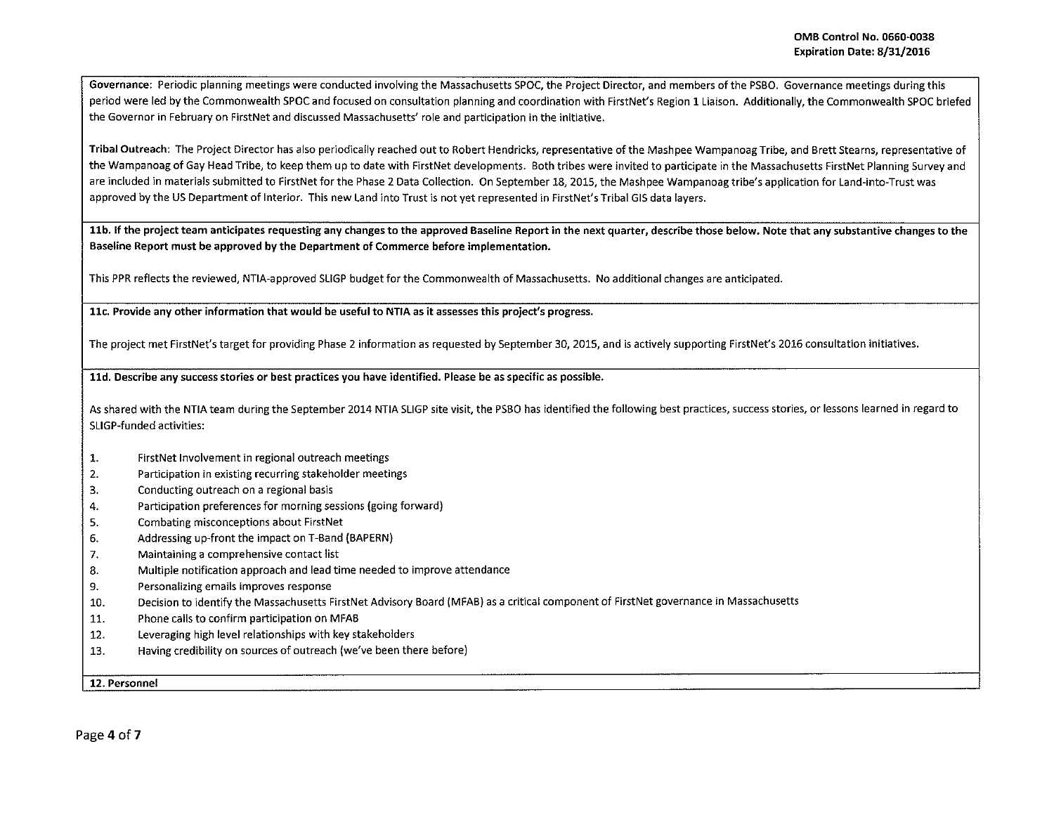**Governance**: Periodic planning meetings were conducted involving the Massachusetts SPOC, the Project Director, and members of the PSBO. Governance meetings during this period were led by the Commonwealth SPOC and focused on consultation planning and coordination with FirstNet's Region 1 Liaison. Additionally, the Commonwealth SPOC briefed the Governor in February on FirstNet and discussed Massachusetts' role and participation in the initiative.

**Tribal Outreach**: The Project Director has also periodically reached out to Robert Hendricks, representative of the Mashpee Wampanoag Tribe, and Brett Stearns, representative of the Wampanoag of Gay Head Tribe, to keep them up to date with FirstNet developments. Both tribes were invited to participate in the Massachusetts FirstNet Planning Survey and are included in materials submitted to FirstNet for the Phase 2 Data Collection. On September 18, 2015, the Mashpee Wampanoag tribe's application for Land-into-Trust was approved by the US Department of Interior. This new Land into Trust is not yet represented in FirstNet's Tribal GIS data layers.

**11b. If the project team anticipates requesting any changes to the approved Baseline Report in the next quarter, describe those below. Note that any substantive changes to the Baseline Report must be approved by the Department of Commerce before implementation.**

This PPR reflects the reviewed, NTIA-approved SLIGP budget for the Commonwealth of Massachusetts. No additional changes are anticipated.

**11c. Provide any other information that would be useful to NTIA as it assesses this project's progress.**

The project met FirstNet's target for providing Phase 2 information as requested by September 30, 2015, and is actively supporting FirstNet's 2016 consultation initiatives.

**11d. Describe any success stories or best practices you have identified. Please be as specific as possible.**

As shared with the NTIA team during the September 2014 NTIA SLIGP site visit, the PSBO has identified the following best practices, success stories, or lessons learned in regard to SLIGP-funded activities:

1. FirstNet Involvement in regional outreach meetings
2. Participation in existing recurring stakeholder meetings
3. Conducting outreach on a regional basis
4. Participation preferences for morning sessions (going forward)
5. Combating misconceptions about FirstNet
6. Addressing up-front the impact on T-Band (BAPERN)
7. Maintaining a comprehensive contact list
8. Multiple notification approach and lead time needed to improve attendance
9. Personalizing emails improves response
10. Decision to identify the Massachusetts FirstNet Advisory Board (MFAB) as a critical component of FirstNet governance in Massachusetts
11. Phone calls to confirm participation on MFAB
12. Leveraging high level relationships with key stakeholders
13. Having credibility on sources of outreach (we've been there before)

**12. Personnel**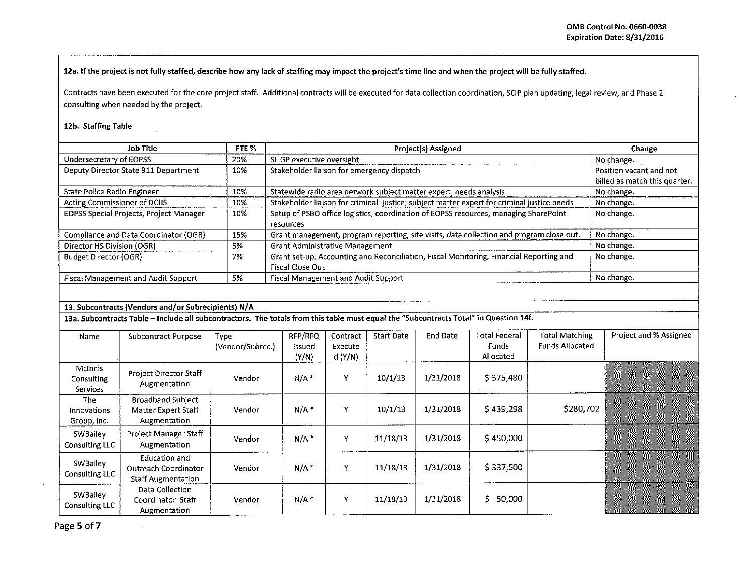**12a. If the project is not fully staffed, describe how any lack of staffing may impact the project's time line and when the project will be fully staffed.**

Contracts have been executed for the core project staff. Additional contracts will be executed for data collection coordination, SCIP plan updating, legal review, and Phase 2 consulting when needed by the project.

**12b. Staffing Table**

| Job Title | FTE % | Project(s) Assigned | Change |
|---|---|---|---|
| Undersecretary of EOPSS | 20% | SLIGP executive oversight | No change. |
| Deputy Director State 911 Department | 10% | Stakeholder liaison for emergency dispatch | Position vacant and not billed as match this quarter. |
| State Police Radio Engineer | 10% | Statewide radio area network subject matter expert; needs analysis | No change. |
| Acting Commissioner of DCJIS | 10% | Stakeholder liaison for criminal justice; subject matter expert for criminal justice needs | No change. |
| EOPSS Special Projects, Project Manager | 10% | Setup of PSBO office logistics, coordination of EOPSS resources, managing SharePoint resources | No change. |
| Compliance and Data Coordinator (OGR) | 15% | Grant management, program reporting, site visits, data collection and program close out. | No change. |
| Director HS Division (OGR) | 5% | Grant Administrative Management | No change. |
| Budget Director (OGR) | 7% | Grant set-up, Accounting and Reconciliation, Fiscal Monitoring, Financial Reporting and Fiscal Close Out | No change. |
| Fiscal Management and Audit Support | 5% | Fiscal Management and Audit Support | No change. |

**13. Subcontracts (Vendors and/or Subrecipients) N/A**

**13a. Subcontracts Table – Include all subcontractors. The totals from this table must equal the "Subcontracts Total" in Question 14f.**

| Name | Subcontract Purpose | Type (Vendor/Subrec.) | RFP/RFQ Issued (Y/N) | Contract Executed (Y/N) | Start Date | End Date | Total Federal Funds Allocated | Total Matching Funds Allocated | Project and % Assigned |
|---|---|---|---|---|---|---|---|---|---|
| McInnis Consulting Services | Project Director Staff Augmentation | Vendor | N/A * | Y | 10/1/13 | 1/31/2018 | $ 375,480 | | |
| The Innovations Group, Inc. | Broadband Subject Matter Expert Staff Augmentation | Vendor | N/A * | Y | 10/1/13 | 1/31/2018 | $ 439,298 | $280,702 | |
| SWBailey Consulting LLC | Project Manager Staff Augmentation | Vendor | N/A * | Y | 11/18/13 | 1/31/2018 | $ 450,000 | | |
| SWBailey Consulting LLC | Education and Outreach Coordinator Staff Augmentation | Vendor | N/A * | Y | 11/18/13 | 1/31/2018 | $ 337,500 | | |
| SWBailey Consulting LLC | Data Collection Coordinator Staff Augmentation | Vendor | N/A * | Y | 11/18/13 | 1/31/2018 | $ 50,000 | | |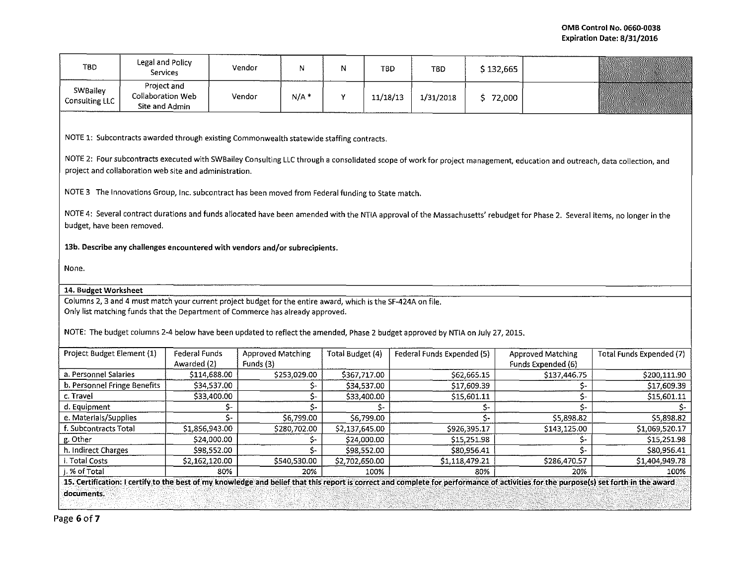| TBD | Legal and Policy Services | Vendor | N | N | TBD | TBD | $ 132,665 | | |
|---|---|---|---|---|---|---|---|---|---|
| SWBailey Consulting LLC | Project and Collaboration Web Site and Admin | Vendor | N/A * | Y | 11/18/13 | 1/31/2018 | $ 72,000 | | |

NOTE 1: Subcontracts awarded through existing Commonwealth statewide staffing contracts.

NOTE 2: Four subcontracts executed with SWBailey Consulting LLC through a consolidated scope of work for project management, education and outreach, data collection, and project and collaboration web site and administration.

NOTE 3 The Innovations Group, Inc. subcontract has been moved from Federal funding to State match.

NOTE 4: Several contract durations and funds allocated have been amended with the NTIA approval of the Massachusetts' rebudget for Phase 2. Several items, no longer in the budget, have been removed.

**13b. Describe any challenges encountered with vendors and/or subrecipients.**

None.

**14. Budget Worksheet**

Columns 2, 3 and 4 must match your current project budget for the entire award, which is the SF-424A on file.
Only list matching funds that the Department of Commerce has already approved.

NOTE: The budget columns 2-4 below have been updated to reflect the amended, Phase 2 budget approved by NTIA on July 27, 2015.

| Project Budget Element (1) | Federal Funds Awarded (2) | Approved Matching Funds (3) | Total Budget (4) | Federal Funds Expended (5) | Approved Matching Funds Expended (6) | Total Funds Expended (7) |
|---|---|---|---|---|---|---|
| a. Personnel Salaries | $114,688.00 | $253,029.00 | $367,717.00 | $62,665.15 | $137,446.75 | $200,111.90 |
| b. Personnel Fringe Benefits | $34,537.00 | $- | $34,537.00 | $17,609.39 | $- | $17,609.39 |
| c. Travel | $33,400.00 | $- | $33,400.00 | $15,601.11 | $- | $15,601.11 |
| d. Equipment | $- | $- | $- | $- | $- | $- |
| e. Materials/Supplies | $- | $6,799.00 | $6,799.00 | $- | $5,898.82 | $5,898.82 |
| f. Subcontracts Total | $1,856,943.00 | $280,702.00 | $2,137,645.00 | $926,395.17 | $143,125.00 | $1,069,520.17 |
| g. Other | $24,000.00 | $- | $24,000.00 | $15,251.98 | $- | $15,251.98 |
| h. Indirect Charges | $98,552.00 | $- | $98,552.00 | $80,956.41 | $- | $80,956.41 |
| i. Total Costs | $2,162,120.00 | $540,530.00 | $2,702,650.00 | $1,118,479.21 | $286,470.57 | $1,404,949.78 |
| j. % of Total | 80% | 20% | 100% | 80% | 20% | 100% |

**15. Certification: I certify to the best of my knowledge and belief that this report is correct and complete for performance of activities for the purpose(s) set forth in the award documents.**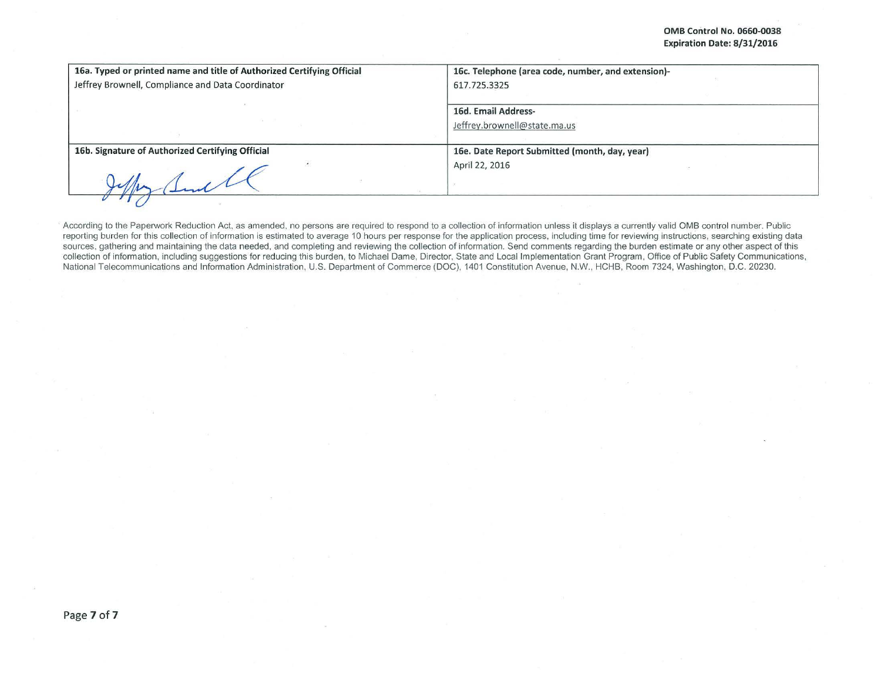OMB Control No. 0660-0038
Expiration Date: 8/31/2016

| | |
|---|---|
| **16a. Typed or printed name and title of Authorized Certifying Official**<br>Jeffrey Brownell, Compliance and Data Coordinator | **16c. Telephone (area code, number, and extension)-**<br>617.725.3325 |
| | **16d. Email Address-**<br>Jeffrey.brownell@state.ma.us |
| **16b. Signature of Authorized Certifying Official** | **16e. Date Report Submitted (month, day, year)**<br>April 22, 2016 |

According to the Paperwork Reduction Act, as amended, no persons are required to respond to a collection of information unless it displays a currently valid OMB control number. Public reporting burden for this collection of information is estimated to average 10 hours per response for the application process, including time for reviewing instructions, searching existing data sources, gathering and maintaining the data needed, and completing and reviewing the collection of information. Send comments regarding the burden estimate or any other aspect of this collection of information, including suggestions for reducing this burden, to Michael Dame, Director, State and Local Implementation Grant Program, Office of Public Safety Communications, National Telecommunications and Information Administration, U.S. Department of Commerce (DOC), 1401 Constitution Avenue, N.W., HCHB, Room 7324, Washington, D.C. 20230.